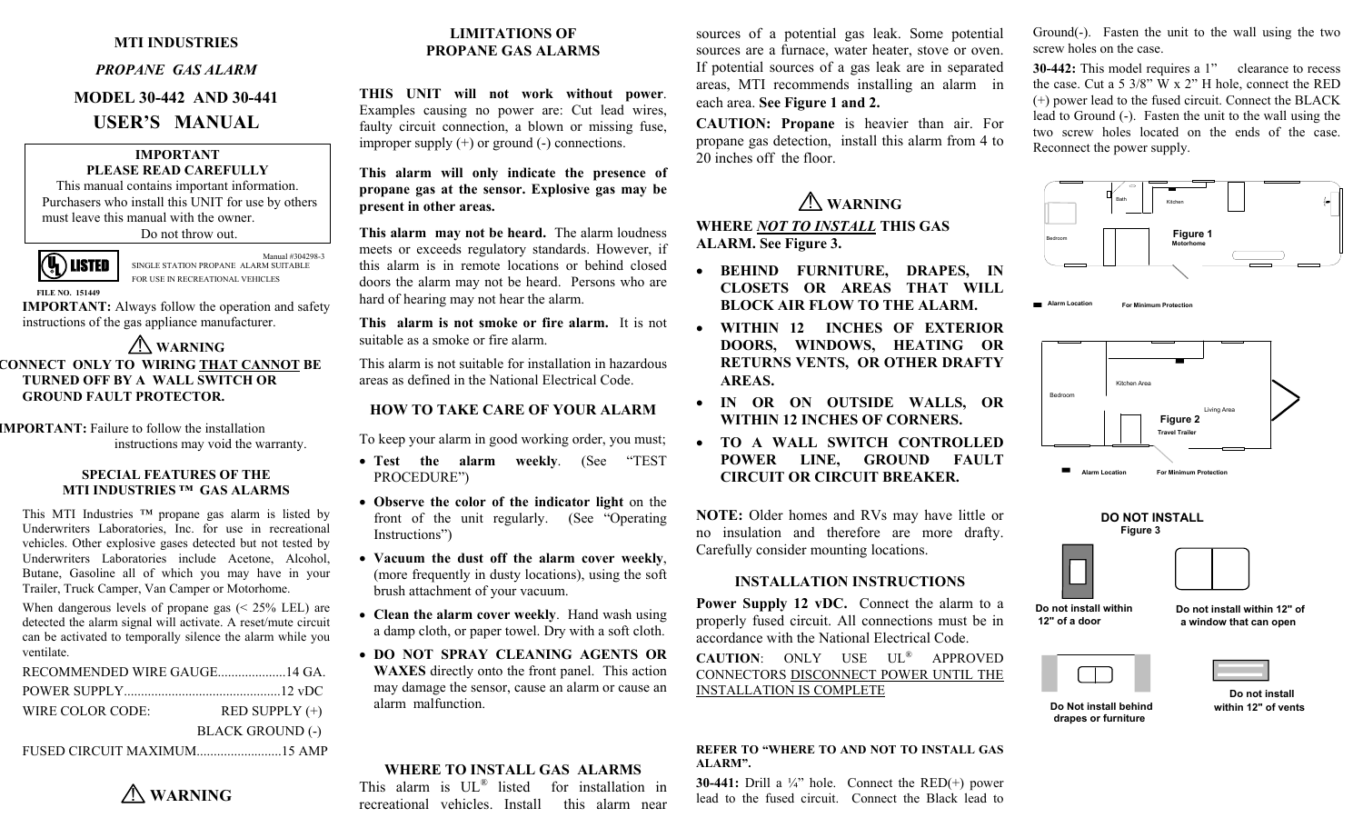# MTI INDUSTRIES

*PROPANE GAS ALARM*

## MODEL 30-442 AND 30-441

# USER'S MANUAL

**IMPORTANT**
**PLEASE READ CAREFULLY**
This manual contains important information.
Purchasers who install this UNIT for use by others must leave this manual with the owner.
Do not throw out.

UL LISTED — SINGLE STATION PROPANE ALARM SUITABLE FOR USE IN RECREATIONAL VEHICLES

Manual #304298-3

FILE NO. 151449

**IMPORTANT:** Always follow the operation and safety instructions of the gas appliance manufacturer.

⚠ **WARNING**

**CONNECT ONLY TO WIRING THAT CANNOT BE TURNED OFF BY A WALL SWITCH OR GROUND FAULT PROTECTOR.**

**IMPORTANT:** Failure to follow the installation instructions may void the warranty.

### SPECIAL FEATURES OF THE MTI INDUSTRIES ™ GAS ALARMS

This MTI Industries ™ propane gas alarm is listed by Underwriters Laboratories, Inc. for use in recreational vehicles. Other explosive gases detected but not tested by Underwriters Laboratories include Acetone, Alcohol, Butane, Gasoline all of which you may have in your Trailer, Truck Camper, Van Camper or Motorhome.

When dangerous levels of propane gas (< 25% LEL) are detected the alarm signal will activate. A reset/mute circuit can be activated to temporally silence the alarm while you ventilate.

RECOMMENDED WIRE GAUGE....................14 GA.

POWER SUPPLY..............................................12 vDC

WIRE COLOR CODE: RED SUPPLY (+)
BLACK GROUND (-)

FUSED CIRCUIT MAXIMUM.........................15 AMP

⚠ **WARNING**

### LIMITATIONS OF PROPANE GAS ALARMS

**THIS UNIT will not work without power**. Examples causing no power are: Cut lead wires, faulty circuit connection, a blown or missing fuse, improper supply (+) or ground (-) connections.

**This alarm will only indicate the presence of propane gas at the sensor. Explosive gas may be present in other areas.**

**This alarm may not be heard.** The alarm loudness meets or exceeds regulatory standards. However, if this alarm is in remote locations or behind closed doors the alarm may not be heard. Persons who are hard of hearing may not hear the alarm.

**This alarm is not smoke or fire alarm.** It is not suitable as a smoke or fire alarm.

This alarm is not suitable for installation in hazardous areas as defined in the National Electrical Code.

### HOW TO TAKE CARE OF YOUR ALARM

To keep your alarm in good working order, you must;

- **Test the alarm weekly**. (See "TEST PROCEDURE")
- **Observe the color of the indicator light** on the front of the unit regularly. (See "Operating Instructions")
- **Vacuum the dust off the alarm cover weekly**, (more frequently in dusty locations), using the soft brush attachment of your vacuum.
- **Clean the alarm cover weekly**. Hand wash using a damp cloth, or paper towel. Dry with a soft cloth.
- **DO NOT SPRAY CLEANING AGENTS OR WAXES** directly onto the front panel. This action may damage the sensor, cause an alarm or cause an alarm malfunction.

### WHERE TO INSTALL GAS ALARMS

This alarm is UL® listed for installation in recreational vehicles. Install this alarm near sources of a potential gas leak. Some potential sources are a furnace, water heater, stove or oven. If potential sources of a gas leak are in separated areas, MTI recommends installing an alarm in each area. **See Figure 1 and 2.**

**CAUTION: Propane** is heavier than air. For propane gas detection, install this alarm from 4 to 20 inches off the floor.

⚠ **WARNING**

**WHERE *NOT TO INSTALL* THIS GAS ALARM. See Figure 3.**

- **BEHIND FURNITURE, DRAPES, IN CLOSETS OR AREAS THAT WILL BLOCK AIR FLOW TO THE ALARM.**
- **WITHIN 12 INCHES OF EXTERIOR DOORS, WINDOWS, HEATING OR RETURNS VENTS, OR OTHER DRAFTY AREAS.**
- **IN OR ON OUTSIDE WALLS, OR WITHIN 12 INCHES OF CORNERS.**
- **TO A WALL SWITCH CONTROLLED POWER LINE, GROUND FAULT CIRCUIT OR CIRCUIT BREAKER.**

**NOTE:** Older homes and RVs may have little or no insulation and therefore are more drafty. Carefully consider mounting locations.

### INSTALLATION INSTRUCTIONS

**Power Supply 12 vDC.** Connect the alarm to a properly fused circuit. All connections must be in accordance with the National Electrical Code.

**CAUTION**: ONLY USE UL® APPROVED CONNECTORS DISCONNECT POWER UNTIL THE INSTALLATION IS COMPLETE

**REFER TO "WHERE TO AND NOT TO INSTALL GAS ALARM".**

**30-441:** Drill a ¼" hole. Connect the RED(+) power lead to the fused circuit. Connect the Black lead to Ground(-). Fasten the unit to the wall using the two screw holes on the case.

**30-442:** This model requires a 1" clearance to recess the case. Cut a 5 3/8" W x 2" H hole, connect the RED (+) power lead to the fused circuit. Connect the BLACK lead to Ground (-). Fasten the unit to the wall using the two screw holes located on the ends of the case. Reconnect the power supply.

Bath | Kitchen | Bedroom

**Figure 1**
**Motorhome**

▬ Alarm Location — For Minimum Protection

Bedroom | Kitchen Area | Living Area

**Figure 2**
**Travel Trailer**

▬ Alarm Location — For Minimum Protection

**DO NOT INSTALL**
**Figure 3**

- Do not install within 12" of a door
- Do not install within 12" of a window that can open
- Do Not install behind drapes or furniture
- Do not install within 12" of vents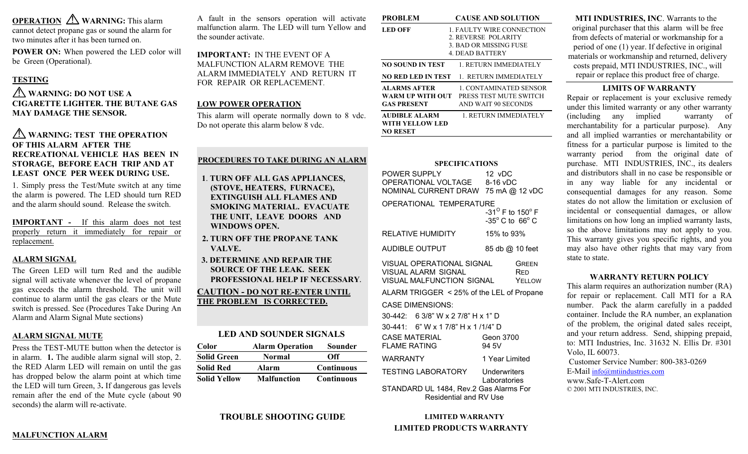**OPERATION** ⚠ **WARNING:** This alarm cannot detect propane gas or sound the alarm for two minutes after it has been turned on.

**POWER ON:** When powered the LED color will be Green (Operational).

## TESTING

⚠ **WARNING: DO NOT USE A CIGARETTE LIGHTER. THE BUTANE GAS MAY DAMAGE THE SENSOR.**

⚠ **WARNING: TEST THE OPERATION OF THIS ALARM AFTER THE RECREATIONAL VEHICLE HAS BEEN IN STORAGE, BEFORE EACH TRIP AND AT LEAST ONCE PER WEEK DURING USE.**

1. Simply press the Test/Mute switch at any time the alarm is powered. The LED should turn RED and the alarm should sound. Release the switch.

**IMPORTANT -** If this alarm does not test properly return it immediately for repair or replacement.

## ALARM SIGNAL

The Green LED will turn Red and the audible signal will activate whenever the level of propane gas exceeds the alarm threshold. The unit will continue to alarm until the gas clears or the Mute switch is pressed. See (Procedures Take During An Alarm and Alarm Signal Mute sections)

## ALARM SIGNAL MUTE

Press the TEST-MUTE button when the detector is in alarm. **1.** The audible alarm signal will stop, 2. the RED Alarm LED will remain on until the gas has dropped below the alarm point at which time the LED will turn Green, 3**.** If dangerous gas levels remain after the end of the Mute cycle (about 90 seconds) the alarm will re-activate.

## MALFUNCTION ALARM

A fault in the sensors operation will activate malfunction alarm. The LED will turn Yellow and the sounder activate.

**IMPORTANT:** IN THE EVENT OF A MALFUNCTION ALARM REMOVE THE ALARM IMMEDIATELY AND RETURN IT FOR REPAIR OR REPLACEMENT.

## LOW POWER OPERATION

This alarm will operate normally down to 8 vdc. Do not operate this alarm below 8 vdc.

## PROCEDURES TO TAKE DURING AN ALARM

1. **TURN OFF ALL GAS APPLIANCES, (STOVE, HEATERS, FURNACE), EXTINGUISH ALL FLAMES AND SMOKING MATERIAL. EVACUATE THE UNIT, LEAVE DOORS AND WINDOWS OPEN.**
2. **TURN OFF THE PROPANE TANK VALVE.**
3. **DETERMINE AND REPAIR THE SOURCE OF THE LEAK. SEEK PROFESSIONAL HELP IF NECESSARY.**

**CAUTION - DO NOT RE-ENTER UNTIL THE PROBLEM IS CORRECTED.**

## LED AND SOUNDER SIGNALS

| Color | Alarm Operation | Sounder |
|---|---|---|
| Solid Green | Normal | Off |
| Solid Red | Alarm | Continuous |
| Solid Yellow | Malfunction | Continuous |

## TROUBLE SHOOTING GUIDE

| PROBLEM | CAUSE AND SOLUTION |
|---|---|
| LED OFF | 1. FAULTY WIRE CONNECTION<br>2. REVERSE POLARITY<br>3. BAD OR MISSING FUSE<br>4. DEAD BATTERY |
| NO SOUND IN TEST | 1. RETURN IMMEDIATELY |
| NO RED LED IN TEST | 1. RETURN IMMEDIATELY |
| ALARMS AFTER WARM UP WITH OUT GAS PRESENT | 1. CONTAMINATED SENSOR PRESS TEST MUTE SWITCH AND WAIT 90 SECONDS |
| AUDIBLE ALARM WITH YELLOW LED NO RESET | 1. RETURN IMMEDIATELY |

## SPECIFICATIONS

| | |
|---|---|
| POWER SUPPLY | 12 vDC |
| OPERATIONAL VOLTAGE | 8-16 vDC |
| NOMINAL CURRENT DRAW | 75 mA @ 12 vDC |
| OPERATIONAL TEMPERATURE | -31° F to 150° F<br>-35° C to 66° C |
| RELATIVE HUMIDITY | 15% to 93% |
| AUDIBLE OUTPUT | 85 db @ 10 feet |
| VISUAL OPERATIONAL SIGNAL | GREEN |
| VISUAL ALARM SIGNAL | RED |
| VISUAL MALFUNCTION SIGNAL | YELLOW |
| ALARM TRIGGER < 25% of the LEL of Propane | |
| CASE DIMENSIONS: | |
| 30-442: 6 3/8" W x 2 7/8" H x 1" D | |
| 30-441: 6" W x 1 7/8" H x 1 /1/4" D | |
| CASE MATERIAL | Geon 3700 |
| FLAME RATING | 94 5V |
| WARRANTY | 1 Year Limited |
| TESTING LABORATORY | Underwriters Laboratories |
| STANDARD UL 1484, Rev.2 Gas Alarms For Residential and RV Use | |

## LIMITED WARRANTY

## LIMITED PRODUCTS WARRANTY

**MTI INDUSTRIES, INC**. Warrants to the original purchaser that this alarm will be free from defects of material or workmanship for a period of one (1) year. If defective in original materials or workmanship and returned, delivery costs prepaid, MTI INDUSTRIES, INC., will repair or replace this product free of charge.

## LIMITS OF WARRANTY

Repair or replacement is your exclusive remedy under this limited warranty or any other warranty (including any implied warranty of merchantability for a particular purpose). Any and all implied warranties or merchantability or fitness for a particular purpose is limited to the warranty period from the original date of purchase. MTI INDUSTRIES, INC., its dealers and distributors shall in no case be responsible or in any way liable for any incidental or consequential damages for any reason. Some states do not allow the limitation or exclusion of incidental or consequential damages, or allow limitations on how long an implied warranty lasts, so the above limitations may not apply to you. This warranty gives you specific rights, and you may also have other rights that may vary from state to state.

## WARRANTY RETURN POLICY

This alarm requires an authorization number (RA) for repair or replacement. Call MTI for a RA number. Pack the alarm carefully in a padded container. Include the RA number, an explanation of the problem, the original dated sales receipt, and your return address. Send, shipping prepaid, to: MTI Industries, Inc. 31632 N. Ellis Dr. #301 Volo, IL 60073.

Customer Service Number: 800-383-0269
E-Mail info@mtiindustries.com
www.Safe-T-Alert.com
© 2001 MTI INDUSTRIES, INC.